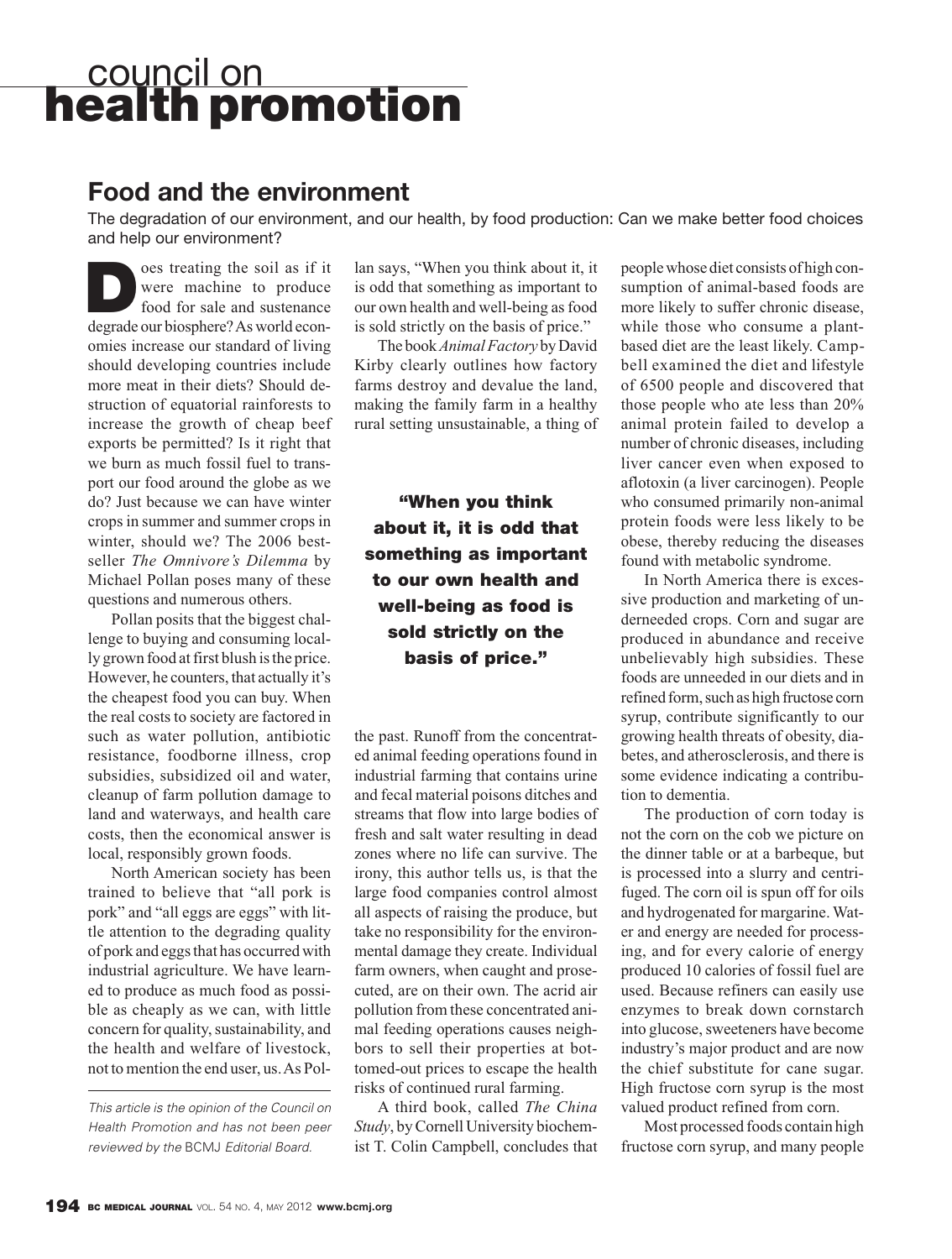# council on health promotion

## Food and the environment

The degradation of our environment, and our health, by food production: Can we make better food choices and help our environment?

Does treating the soil as if it were machine to produce food for sale and sustenance degrade our biosphere? As world economies increase our standard of living should developing countries include more meat in their diets? Should destruction of equatorial rainforests to increase the growth of cheap beef exports be permitted? Is it right that we burn as much fossil fuel to transport our food around the globe as we do? Just because we can have winter crops in summer and summer crops in winter, should we? The 2006 best-seller *The Omnivore's Dilemma* by Michael Pollan poses many of these questions and numerous others.

Pollan posits that the biggest challenge to buying and consuming locally grown food at first blush is the price. However, he counters, that actually it's the cheapest food you can buy. When the real costs to society are factored in such as water pollution, antibiotic resistance, foodborne illness, crop subsidies, subsidized oil and water, cleanup of farm pollution damage to land and waterways, and health care costs, then the economical answer is local, responsibly grown foods.

North American society has been trained to believe that "all pork is pork" and "all eggs are eggs" with little attention to the degrading quality of pork and eggs that has occurred with industrial agriculture. We have learned to produce as much food as possible as cheaply as we can, with little concern for quality, sustainability, and the health and welfare of livestock, not to mention the end user, us. As Pollan says, "When you think about it, it is odd that something as important to our own health and well-being as food is sold strictly on the basis of price."

*This article is the opinion of the Council on Health Promotion and has not been peer reviewed by the* BCMJ *Editorial Board.*

The book *Animal Factory* by David Kirby clearly outlines how factory farms destroy and devalue the land, making the family farm in a healthy rural setting unsustainable, a thing of the past. Runoff from the concentrated animal feeding operations found in industrial farming that contains urine and fecal material poisons ditches and streams that flow into large bodies of fresh and salt water resulting in dead zones where no life can survive. The irony, this author tells us, is that the large food companies control almost all aspects of raising the produce, but take no responsibility for the environmental damage they create. Individual farm owners, when caught and prosecuted, are on their own. The acrid air pollution from these concentrated animal feeding operations causes neighbors to sell their properties at bottomed-out prices to escape the health risks of continued rural farming.

> **"When you think about it, it is odd that something as important to our own health and well-being as food is sold strictly on the basis of price."**

A third book, called *The China Study*, by Cornell University biochemist T. Colin Campbell, concludes that people whose diet consists of high consumption of animal-based foods are more likely to suffer chronic disease, while those who consume a plant-based diet are the least likely. Campbell examined the diet and lifestyle of 6500 people and discovered that those people who ate less than 20% animal protein failed to develop a number of chronic diseases, including liver cancer even when exposed to aflotoxin (a liver carcinogen). People who consumed primarily non-animal protein foods were less likely to be obese, thereby reducing the diseases found with metabolic syndrome.

In North America there is excessive production and marketing of underneeded crops. Corn and sugar are produced in abundance and receive unbelievably high subsidies. These foods are unneeded in our diets and in refined form, such as high fructose corn syrup, contribute significantly to our growing health threats of obesity, diabetes, and atherosclerosis, and there is some evidence indicating a contribution to dementia.

The production of corn today is not the corn on the cob we picture on the dinner table or at a barbeque, but is processed into a slurry and centrifuged. The corn oil is spun off for oils and hydrogenated for margarine. Water and energy are needed for processing, and for every calorie of energy produced 10 calories of fossil fuel are used. Because refiners can easily use enzymes to break down cornstarch into glucose, sweeteners have become industry's major product and are now the chief substitute for cane sugar. High fructose corn syrup is the most valued product refined from corn.

Most processed foods contain high fructose corn syrup, and many people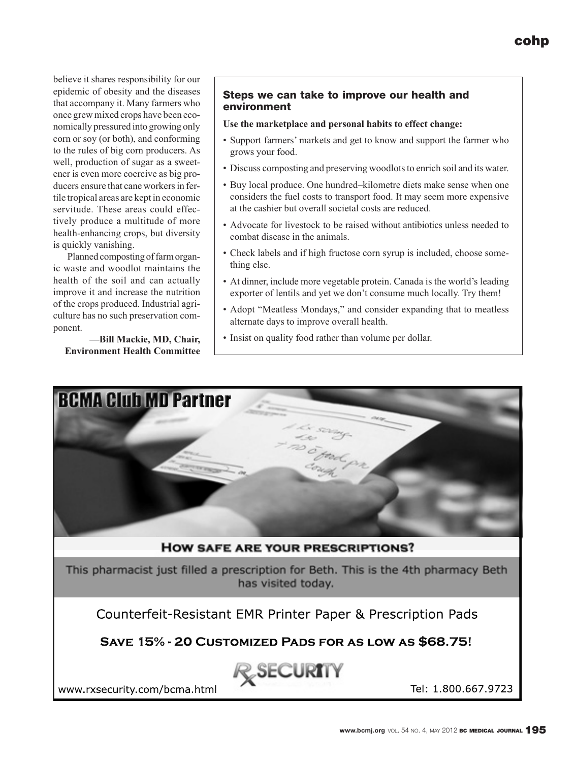believe it shares responsibility for our epidemic of obesity and the diseases that accompany it. Many farmers who once grew mixed crops have been economically pressured into growing only corn or soy (or both), and conforming to the rules of big corn producers. As well, production of sugar as a sweetener is even more coercive as big producers ensure that cane workers in fertile tropical areas are kept in economic servitude. These areas could effectively produce a multitude of more health-enhancing crops, but diversity is quickly vanishing.

Planned composting of farm organic waste and woodlot maintains the health of the soil and can actually improve it and increase the nutrition of the crops produced. Industrial agriculture has no such preservation component.

**—Bill Mackie, MD, Chair, Environment Health Committee**

### Steps we can take to improve our health and environment

**Use the marketplace and personal habits to effect change:**

- Support farmers' markets and get to know and support the farmer who grows your food.
- Discuss composting and preserving woodlots to enrich soil and its water.
- Buy local produce. One hundred–kilometre diets make sense when one considers the fuel costs to transport food. It may seem more expensive at the cashier but overall societal costs are reduced.
- Advocate for livestock to be raised without antibiotics unless needed to combat disease in the animals.
- Check labels and if high fructose corn syrup is included, choose something else.
- At dinner, include more vegetable protein. Canada is the world's leading exporter of lentils and yet we don't consume much locally. Try them!
- Adopt "Meatless Mondays," and consider expanding that to meatless alternate days to improve overall health.
- Insist on quality food rather than volume per dollar.

**BCMA Club MD Partner**

**How safe are your prescriptions?**

This pharmacist just filled a prescription for Beth. This is the 4th pharmacy Beth has visited today.

Counterfeit-Resistant EMR Printer Paper & Prescription Pads

**Save 15% - 20 Customized Pads for as low as $68.75!**

RX SECURITY

www.rxsecurity.com/bcma.html

Tel: 1.800.667.9723